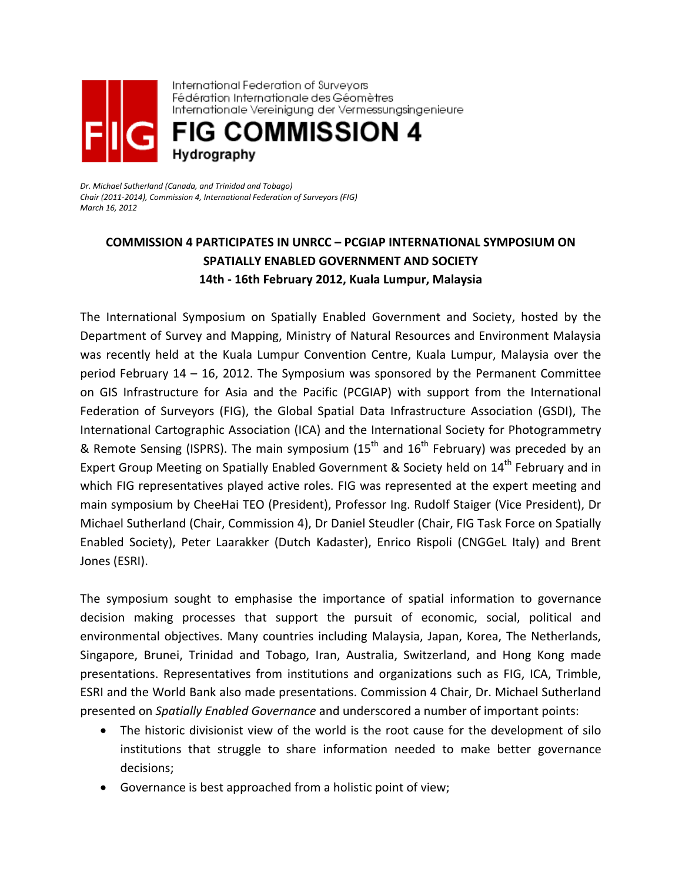International Federation of Surveyors
Fédération Internationale des Géomètres
Internationale Vereinigung der Vermessungsingenieure

# FIG COMMISSION 4

**Hydrography**

*Dr. Michael Sutherland (Canada, and Trinidad and Tobago)*
*Chair (2011-2014), Commission 4, International Federation of Surveyors (FIG)*
*March 16, 2012*

## COMMISSION 4 PARTICIPATES IN UNRCC – PCGIAP INTERNATIONAL SYMPOSIUM ON SPATIALLY ENABLED GOVERNMENT AND SOCIETY
### 14th - 16th February 2012, Kuala Lumpur, Malaysia

The International Symposium on Spatially Enabled Government and Society, hosted by the Department of Survey and Mapping, Ministry of Natural Resources and Environment Malaysia was recently held at the Kuala Lumpur Convention Centre, Kuala Lumpur, Malaysia over the period February 14 – 16, 2012. The Symposium was sponsored by the Permanent Committee on GIS Infrastructure for Asia and the Pacific (PCGIAP) with support from the International Federation of Surveyors (FIG), the Global Spatial Data Infrastructure Association (GSDI), The International Cartographic Association (ICA) and the International Society for Photogrammetry & Remote Sensing (ISPRS). The main symposium (15th and 16th February) was preceded by an Expert Group Meeting on Spatially Enabled Government & Society held on 14th February and in which FIG representatives played active roles. FIG was represented at the expert meeting and main symposium by CheeHai TEO (President), Professor Ing. Rudolf Staiger (Vice President), Dr Michael Sutherland (Chair, Commission 4), Dr Daniel Steudler (Chair, FIG Task Force on Spatially Enabled Society), Peter Laarakker (Dutch Kadaster), Enrico Rispoli (CNGGeL Italy) and Brent Jones (ESRI).

The symposium sought to emphasise the importance of spatial information to governance decision making processes that support the pursuit of economic, social, political and environmental objectives. Many countries including Malaysia, Japan, Korea, The Netherlands, Singapore, Brunei, Trinidad and Tobago, Iran, Australia, Switzerland, and Hong Kong made presentations. Representatives from institutions and organizations such as FIG, ICA, Trimble, ESRI and the World Bank also made presentations. Commission 4 Chair, Dr. Michael Sutherland presented on *Spatially Enabled Governance* and underscored a number of important points:

- The historic divisionist view of the world is the root cause for the development of silo institutions that struggle to share information needed to make better governance decisions;
- Governance is best approached from a holistic point of view;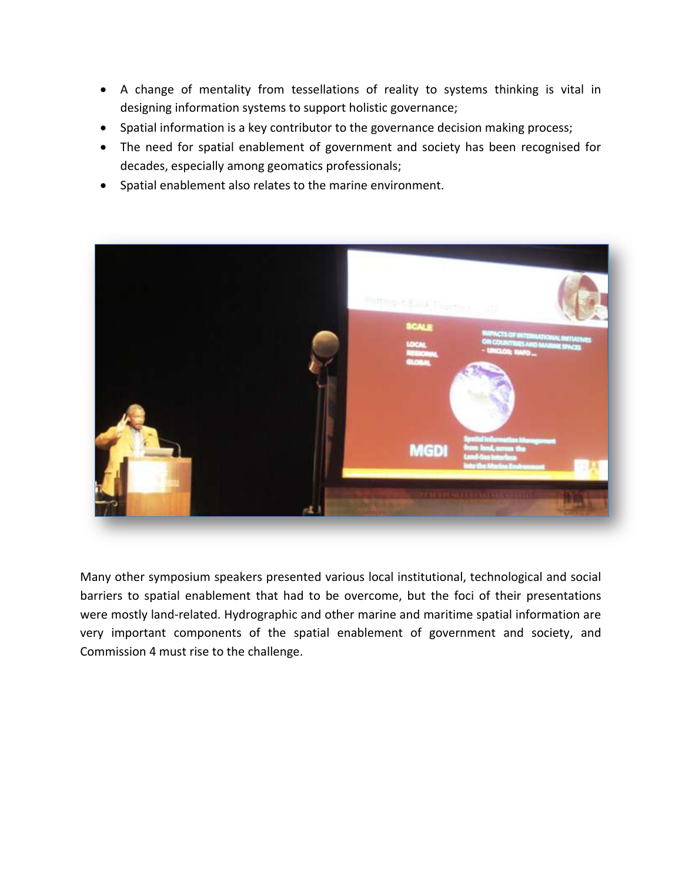- A change of mentality from tessellations of reality to systems thinking is vital in designing information systems to support holistic governance;
- Spatial information is a key contributor to the governance decision making process;
- The need for spatial enablement of government and society has been recognised for decades, especially among geomatics professionals;
- Spatial enablement also relates to the marine environment.

Many other symposium speakers presented various local institutional, technological and social barriers to spatial enablement that had to be overcome, but the foci of their presentations were mostly land-related. Hydrographic and other marine and maritime spatial information are very important components of the spatial enablement of government and society, and Commission 4 must rise to the challenge.